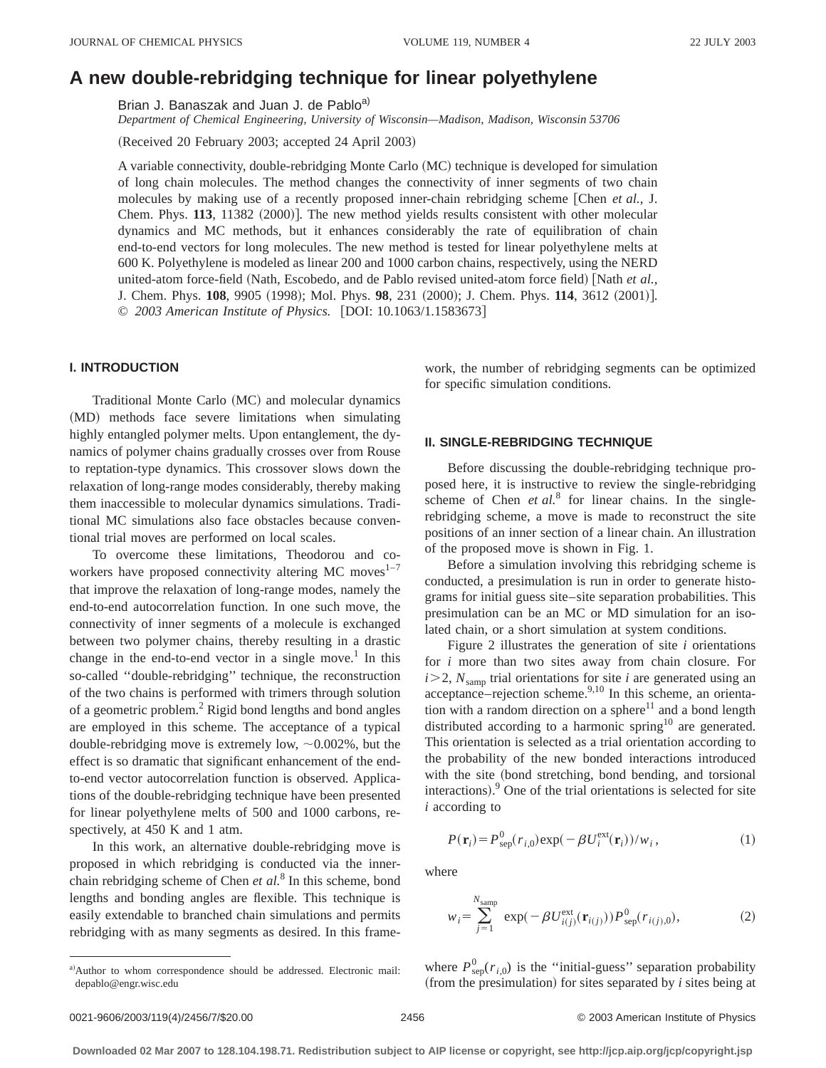# A new double-rebridging technique for linear polyethylene

Brian J. Banaszak and Juan J. de Pablo[a)]

*Department of Chemical Engineering, University of Wisconsin—Madison, Madison, Wisconsin 53706*

(Received 20 February 2003; accepted 24 April 2003)

A variable connectivity, double-rebridging Monte Carlo (MC) technique is developed for simulation of long chain molecules. The method changes the connectivity of inner segments of two chain molecules by making use of a recently proposed inner-chain rebridging scheme [Chen *et al.*, J. Chem. Phys. **113**, 11382 (2000)]. The new method yields results consistent with other molecular dynamics and MC methods, but it enhances considerably the rate of equilibration of chain end-to-end vectors for long molecules. The new method is tested for linear polyethylene melts at 600 K. Polyethylene is modeled as linear 200 and 1000 carbon chains, respectively, using the NERD united-atom force-field (Nath, Escobedo, and de Pablo revised united-atom force field) [Nath *et al.*, J. Chem. Phys. **108**, 9905 (1998); Mol. Phys. **98**, 231 (2000); J. Chem. Phys. **114**, 3612 (2001)]. © *2003 American Institute of Physics.* [DOI: 10.1063/1.1583673]

## I. INTRODUCTION

Traditional Monte Carlo (MC) and molecular dynamics (MD) methods face severe limitations when simulating highly entangled polymer melts. Upon entanglement, the dynamics of polymer chains gradually crosses over from Rouse to reptation-type dynamics. This crossover slows down the relaxation of long-range modes considerably, thereby making them inaccessible to molecular dynamics simulations. Traditional MC simulations also face obstacles because conventional trial moves are performed on local scales.

To overcome these limitations, Theodorou and coworkers have proposed connectivity altering MC moves[1–7] that improve the relaxation of long-range modes, namely the end-to-end autocorrelation function. In one such move, the connectivity of inner segments of a molecule is exchanged between two polymer chains, thereby resulting in a drastic change in the end-to-end vector in a single move.[1] In this so-called "double-rebridging" technique, the reconstruction of the two chains is performed with trimers through solution of a geometric problem.[2] Rigid bond lengths and bond angles are employed in this scheme. The acceptance of a typical double-rebridging move is extremely low, ~0.002%, but the effect is so dramatic that significant enhancement of the end-to-end vector autocorrelation function is observed. Applications of the double-rebridging technique have been presented for linear polyethylene melts of 500 and 1000 carbons, respectively, at 450 K and 1 atm.

In this work, an alternative double-rebridging move is proposed in which rebridging is conducted via the inner-chain rebridging scheme of Chen *et al.*[8] In this scheme, bond lengths and bonding angles are flexible. This technique is easily extendable to branched chain simulations and permits rebridging with as many segments as desired. In this framework, the number of rebridging segments can be optimized for specific simulation conditions.

## II. SINGLE-REBRIDGING TECHNIQUE

Before discussing the double-rebridging technique proposed here, it is instructive to review the single-rebridging scheme of Chen *et al.*[8] for linear chains. In the single-rebridging scheme, a move is made to reconstruct the site positions of an inner section of a linear chain. An illustration of the proposed move is shown in Fig. 1.

Before a simulation involving this rebridging scheme is conducted, a presimulation is run in order to generate histograms for initial guess site–site separation probabilities. This presimulation can be an MC or MD simulation for an isolated chain, or a short simulation at system conditions.

Figure 2 illustrates the generation of site $i$ orientations for $i$ more than two sites away from chain closure. For $i>2$, $N_{\text{samp}}$ trial orientations for site $i$ are generated using an acceptance–rejection scheme.[9,10] In this scheme, an orientation with a random direction on a sphere[11] and a bond length distributed according to a harmonic spring[10] are generated. This orientation is selected as a trial orientation according to the probability of the new bonded interactions introduced with the site (bond stretching, bond bending, and torsional interactions).[9] One of the trial orientations is selected for site $i$ according to

$$P(\mathbf{r}_i)=P^0_{\text{sep}}(r_{i,0})\exp(-\beta U^{\text{ext}}_i(\mathbf{r}_i))/w_i, \tag{1}$$

where

$$w_i=\sum_{j=1}^{N_{\text{samp}}}\exp(-\beta U^{\text{ext}}_{i(j)}(\mathbf{r}_{i(j)}))P^0_{\text{sep}}(r_{i(j),0}), \tag{2}$$

where $P^0_{\text{sep}}(r_{i,0})$ is the "initial-guess" separation probability (from the presimulation) for sites separated by $i$ sites being at

[a)]Author to whom correspondence should be addressed. Electronic mail: depablo@engr.wisc.edu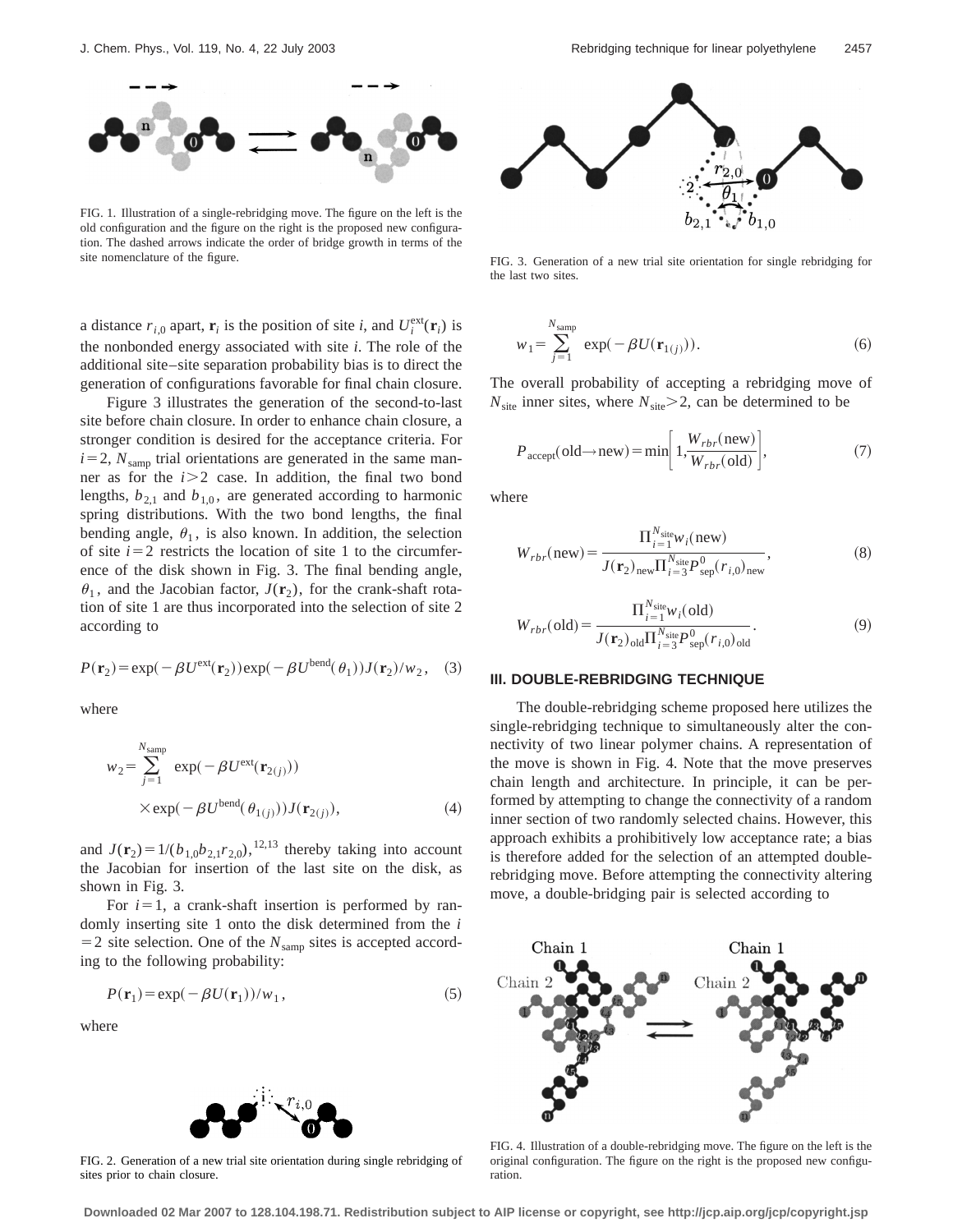FIG. 1. Illustration of a single-rebridging move. The figure on the left is the old configuration and the figure on the right is the proposed new configuration. The dashed arrows indicate the order of bridge growth in terms of the site nomenclature of the figure.

a distance $r_{i,0}$ apart, $\mathbf{r}_i$ is the position of site $i$, and $U_i^{\mathrm{ext}}(\mathbf{r}_i)$ is the nonbonded energy associated with site $i$. The role of the additional site–site separation probability bias is to direct the generation of configurations favorable for final chain closure.

Figure 3 illustrates the generation of the second-to-last site before chain closure. In order to enhance chain closure, a stronger condition is desired for the acceptance criteria. For $i=2$, $N_{\mathrm{samp}}$ trial orientations are generated in the same manner as for the $i>2$ case. In addition, the final two bond lengths, $b_{2,1}$ and $b_{1,0}$, are generated according to harmonic spring distributions. With the two bond lengths, the final bending angle, $\theta_1$, is also known. In addition, the selection of site $i=2$ restricts the location of site 1 to the circumference of the disk shown in Fig. 3. The final bending angle, $\theta_1$, and the Jacobian factor, $J(\mathbf{r}_2)$, for the crank-shaft rotation of site 1 are thus incorporated into the selection of site 2 according to

$$P(\mathbf{r}_2)=\exp(-\beta U^{\mathrm{ext}}(\mathbf{r}_2))\exp(-\beta U^{\mathrm{bend}}(\theta_1))J(\mathbf{r}_2)/w_2, \quad (3)$$

where

$$w_2=\sum_{j=1}^{N_{\mathrm{samp}}}\exp(-\beta U^{\mathrm{ext}}(\mathbf{r}_{2(j)}))\times\exp(-\beta U^{\mathrm{bend}}(\theta_{1(j)}))J(\mathbf{r}_{2(j)}), \quad (4)$$

and $J(\mathbf{r}_2)=1/(b_{1,0}b_{2,1}r_{2,0})$,[12,13] thereby taking into account the Jacobian for insertion of the last site on the disk, as shown in Fig. 3.

For $i=1$, a crank-shaft insertion is performed by randomly inserting site 1 onto the disk determined from the $i=2$ site selection. One of the $N_{\mathrm{samp}}$ sites is accepted according to the following probability:

$$P(\mathbf{r}_1)=\exp(-\beta U(\mathbf{r}_1))/w_1, \quad (5)$$

where

FIG. 2. Generation of a new trial site orientation during single rebridging of sites prior to chain closure.

FIG. 3. Generation of a new trial site orientation for single rebridging for the last two sites.

$$w_1=\sum_{j=1}^{N_{\mathrm{samp}}}\exp(-\beta U(\mathbf{r}_{1(j)})). \quad (6)$$

The overall probability of accepting a rebridging move of $N_{\mathrm{site}}$ inner sites, where $N_{\mathrm{site}}>2$, can be determined to be

$$P_{\mathrm{accept}}(\mathrm{old}\rightarrow\mathrm{new})=\min\left[1,\frac{W_{rbr}(\mathrm{new})}{W_{rbr}(\mathrm{old})}\right], \quad (7)$$

where

$$W_{rbr}(\mathrm{new})=\frac{\prod_{i=1}^{N_{\mathrm{site}}}w_i(\mathrm{new})}{J(\mathbf{r}_2)_{\mathrm{new}}\prod_{i=3}^{N_{\mathrm{site}}}P_{\mathrm{sep}}^0(r_{i,0})_{\mathrm{new}}}, \quad (8)$$

$$W_{rbr}(\mathrm{old})=\frac{\prod_{i=1}^{N_{\mathrm{site}}}w_i(\mathrm{old})}{J(\mathbf{r}_2)_{\mathrm{old}}\prod_{i=3}^{N_{\mathrm{site}}}P_{\mathrm{sep}}^0(r_{i,0})_{\mathrm{old}}}. \quad (9)$$

## III. DOUBLE-REBRIDGING TECHNIQUE

The double-rebridging scheme proposed here utilizes the single-rebridging technique to simultaneously alter the connectivity of two linear polymer chains. A representation of the move is shown in Fig. 4. Note that the move preserves chain length and architecture. In principle, it can be performed by attempting to change the connectivity of a random inner section of two randomly selected chains. However, this approach exhibits a prohibitively low acceptance rate; a bias is therefore added for the selection of an attempted double-rebridging move. Before attempting the connectivity altering move, a double-bridging pair is selected according to

FIG. 4. Illustration of a double-rebridging move. The figure on the left is the original configuration. The figure on the right is the proposed new configuration.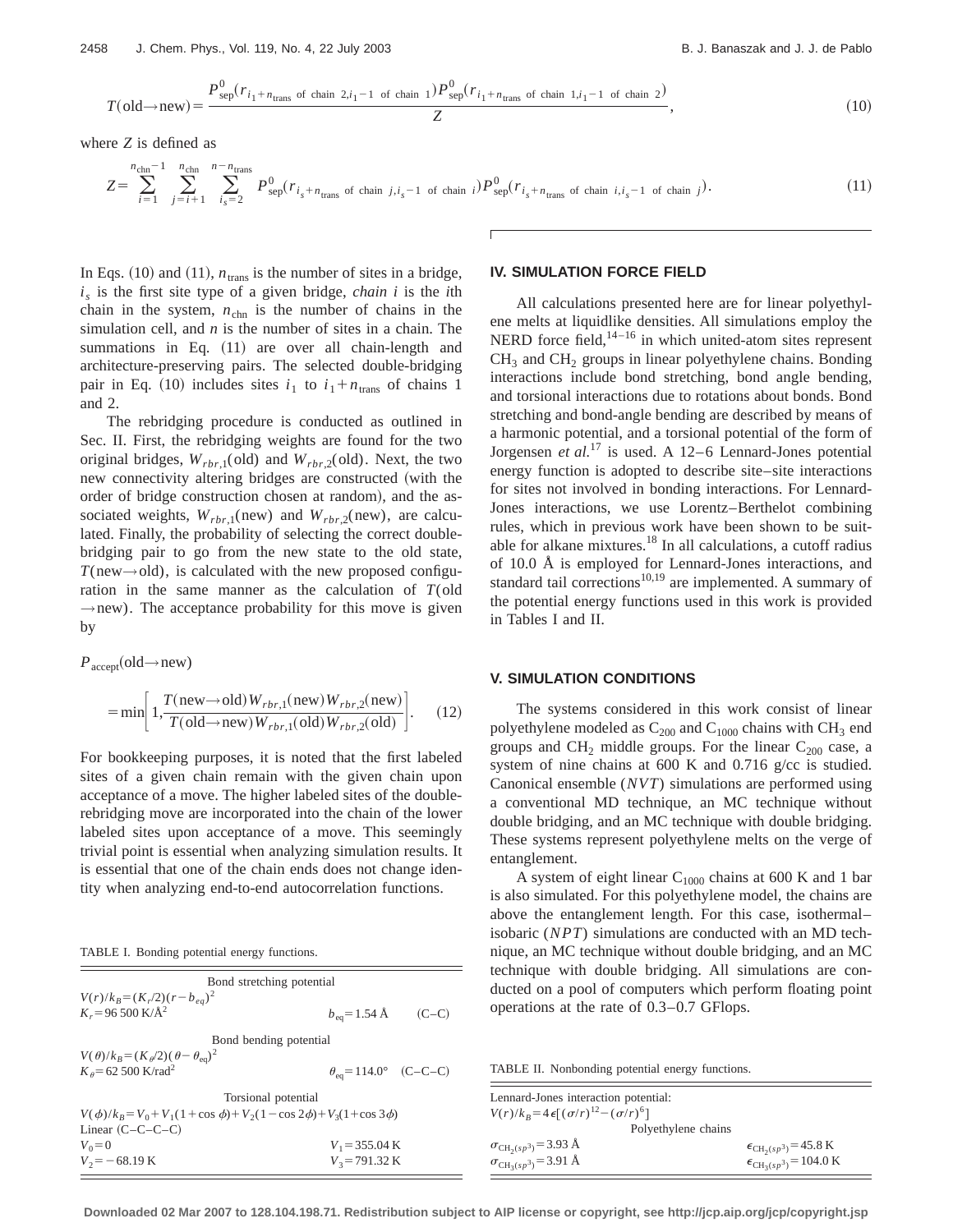$$T(\text{old}\rightarrow\text{new})=\frac{P^0_{\text{sep}}(r_{i_1+n_{\text{trans}}\text{ of chain }2,i_1-1\text{ of chain }1})P^0_{\text{sep}}(r_{i_1+n_{\text{trans}}\text{ of chain }1,i_1-1\text{ of chain }2})}{Z},\tag{10}$$

where $Z$ is defined as

$$Z=\sum_{i=1}^{n_{\text{chn}}-1}\sum_{j=i+1}^{n_{\text{chn}}}\sum_{i_s=2}^{n-n_{\text{trans}}}P^0_{\text{sep}}(r_{i_s+n_{\text{trans}}\text{ of chain }j,i_s-1\text{ of chain }i})P^0_{\text{sep}}(r_{i_s+n_{\text{trans}}\text{ of chain }i,i_s-1\text{ of chain }j}).\tag{11}$$

In Eqs. (10) and (11), $n_{\text{trans}}$ is the number of sites in a bridge, $i_s$ is the first site type of a given bridge, *chain i* is the *i*th chain in the system, $n_{\text{chn}}$ is the number of chains in the simulation cell, and $n$ is the number of sites in a chain. The summations in Eq. (11) are over all chain-length and architecture-preserving pairs. The selected double-bridging pair in Eq. (10) includes sites $i_1$ to $i_1+n_{\text{trans}}$ of chains 1 and 2.

The rebridging procedure is conducted as outlined in Sec. II. First, the rebridging weights are found for the two original bridges, $W_{rbr,1}(\text{old})$ and $W_{rbr,2}(\text{old})$. Next, the two new connectivity altering bridges are constructed (with the order of bridge construction chosen at random), and the associated weights, $W_{rbr,1}(\text{new})$ and $W_{rbr,2}(\text{new})$, are calculated. Finally, the probability of selecting the correct double-bridging pair to go from the new state to the old state, $T(\text{new}\rightarrow\text{old})$, is calculated with the new proposed configuration in the same manner as the calculation of $T(\text{old}\rightarrow\text{new})$. The acceptance probability for this move is given by

$$P_{\text{accept}}(\text{old}\rightarrow\text{new})$$

$$=\min\left[1,\frac{T(\text{new}\rightarrow\text{old})W_{rbr,1}(\text{new})W_{rbr,2}(\text{new})}{T(\text{old}\rightarrow\text{new})W_{rbr,1}(\text{old})W_{rbr,2}(\text{old})}\right].\tag{12}$$

For bookkeeping purposes, it is noted that the first labeled sites of a given chain remain with the given chain upon acceptance of a move. The higher labeled sites of the double-rebridging move are incorporated into the chain of the lower labeled sites upon acceptance of a move. This seemingly trivial point is essential when analyzing simulation results. It is essential that one of the chain ends does not change identity when analyzing end-to-end autocorrelation functions.

TABLE I. Bonding potential energy functions.

| | |
|---|---|
| Bond stretching potential | |
| $V(r)/k_B=(K_r/2)(r-b_{eq})^2$ | |
| $K_r=96\,500$ K/Å$^2$ | $b_{\text{eq}}=1.54$ Å (C–C) |
| Bond bending potential | |
| $V(\theta)/k_B=(K_\theta/2)(\theta-\theta_{\text{eq}})^2$ | |
| $K_\theta=62\,500$ K/rad$^2$ | $\theta_{\text{eq}}=114.0°$ (C–C–C) |
| Torsional potential | |
| $V(\phi)/k_B=V_0+V_1(1+\cos\phi)+V_2(1-\cos 2\phi)+V_3(1+\cos 3\phi)$ | |
| Linear (C–C–C–C) | |
| $V_0=0$ | $V_1=355.04$ K |
| $V_2=-68.19$ K | $V_3=791.32$ K |

## IV. SIMULATION FORCE FIELD

All calculations presented here are for linear polyethylene melts at liquidlike densities. All simulations employ the NERD force field,[14–16] in which united-atom sites represent $CH_3$ and $CH_2$ groups in linear polyethylene chains. Bonding interactions include bond stretching, bond angle bending, and torsional interactions due to rotations about bonds. Bond stretching and bond-angle bending are described by means of a harmonic potential, and a torsional potential of the form of Jorgensen *et al.*[17] is used. A 12–6 Lennard-Jones potential energy function is adopted to describe site–site interactions for sites not involved in bonding interactions. For Lennard-Jones interactions, we use Lorentz–Berthelot combining rules, which in previous work have been shown to be suitable for alkane mixtures.[18] In all calculations, a cutoff radius of 10.0 Å is employed for Lennard-Jones interactions, and standard tail corrections[10,19] are implemented. A summary of the potential energy functions used in this work is provided in Tables I and II.

## V. SIMULATION CONDITIONS

The systems considered in this work consist of linear polyethylene modeled as $C_{200}$ and $C_{1000}$ chains with $CH_3$ end groups and $CH_2$ middle groups. For the linear $C_{200}$ case, a system of nine chains at 600 K and 0.716 g/cc is studied. Canonical ensemble (*NVT*) simulations are performed using a conventional MD technique, an MC technique without double bridging, and an MC technique with double bridging. These systems represent polyethylene melts on the verge of entanglement.

A system of eight linear $C_{1000}$ chains at 600 K and 1 bar is also simulated. For this polyethylene model, the chains are above the entanglement length. For this case, isothermal–isobaric (*NPT*) simulations are conducted with an MD technique, an MC technique without double bridging, and an MC technique with double bridging. All simulations are conducted on a pool of computers which perform floating point operations at the rate of 0.3–0.7 GFlops.

TABLE II. Nonbonding potential energy functions.

| | |
|---|---|
| Lennard-Jones interaction potential: | |
| $V(r)/k_B=4\epsilon[(\sigma/r)^{12}-(\sigma/r)^6]$ | |
| Polyethylene chains | |
| $\sigma_{CH_2(sp^3)}=3.93$ Å | $\epsilon_{CH_2(sp^3)}=45.8$ K |
| $\sigma_{CH_3(sp^3)}=3.91$ Å | $\epsilon_{CH_3(sp^3)}=104.0$ K |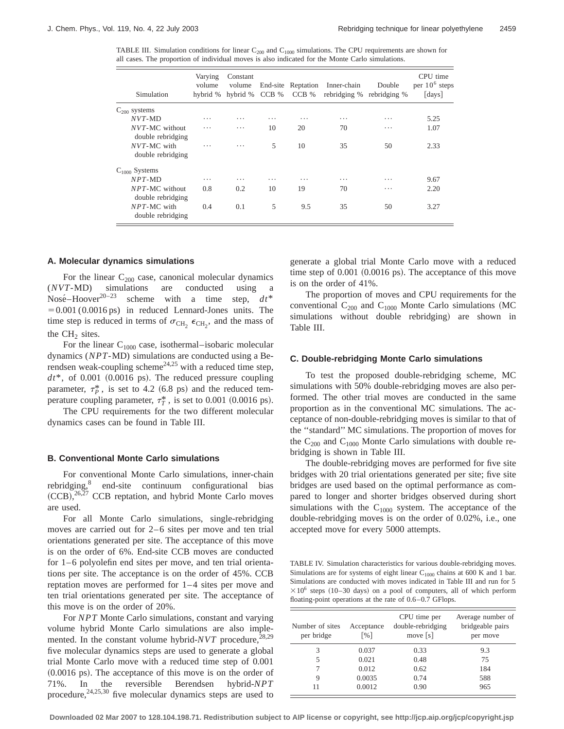TABLE III. Simulation conditions for linear $C_{200}$ and $C_{1000}$ simulations. The CPU requirements are shown for all cases. The proportion of individual moves is also indicated for the Monte Carlo simulations.

| Simulation | Varying volume hybrid % | Constant volume hybrid % | End-site CCB % | Reptation CCB % | Inner-chain rebridging % | Double rebridging % | CPU time per $10^6$ steps [days] |
|---|---|---|---|---|---|---|---|
| $C_{200}$ systems | | | | | | | |
| *NVT*-MD | ⋯ | ⋯ | ⋯ | ⋯ | ⋯ | ⋯ | 5.25 |
| *NVT*-MC without double rebridging | ⋯ | ⋯ | 10 | 20 | 70 | ⋯ | 1.07 |
| *NVT*-MC with double rebridging | ⋯ | ⋯ | 5 | 10 | 35 | 50 | 2.33 |
| $C_{1000}$ Systems | | | | | | | |
| *NPT*-MD | ⋯ | ⋯ | ⋯ | ⋯ | ⋯ | ⋯ | 9.67 |
| *NPT*-MC without double rebridging | 0.8 | 0.2 | 10 | 19 | 70 | ⋯ | 2.20 |
| *NPT*-MC with double rebridging | 0.4 | 0.1 | 5 | 9.5 | 35 | 50 | 3.27 |

### A. Molecular dynamics simulations

For the linear $C_{200}$ case, canonical molecular dynamics (*NVT*-MD) simulations are conducted using a Nosé–Hoover[20–23] scheme with a time step, $dt^* = 0.001\,(0.0016\,\text{ps})$ in reduced Lennard-Jones units. The time step is reduced in terms of $\sigma_{CH_2}$ $\epsilon_{CH_2}$, and the mass of the $CH_2$ sites.

For the linear $C_{1000}$ case, isothermal–isobaric molecular dynamics (*NPT*-MD) simulations are conducted using a Berendsen weak-coupling scheme[24,25] with a reduced time step, $dt^*$, of 0.001 (0.0016 ps). The reduced pressure coupling parameter, $\tau_P^*$, is set to 4.2 (6.8 ps) and the reduced temperature coupling parameter, $\tau_T^*$, is set to 0.001 (0.0016 ps).

The CPU requirements for the two different molecular dynamics cases can be found in Table III.

### B. Conventional Monte Carlo simulations

For conventional Monte Carlo simulations, inner-chain rebridging,[8] end-site continuum configurational bias (CCB),[26,27] CCB reptation, and hybrid Monte Carlo moves are used.

For all Monte Carlo simulations, single-rebridging moves are carried out for 2–6 sites per move and ten trial orientations generated per site. The acceptance of this move is on the order of 6%. End-site CCB moves are conducted for 1–6 polyolefin end sites per move, and ten trial orientations per site. The acceptance is on the order of 45%. CCB reptation moves are performed for 1–4 sites per move and ten trial orientations generated per site. The acceptance of this move is on the order of 20%.

For *NPT* Monte Carlo simulations, constant and varying volume hybrid Monte Carlo simulations are also implemented. In the constant volume hybrid-*NVT* procedure,[28,29] five molecular dynamics steps are used to generate a global trial Monte Carlo move with a reduced time step of 0.001 (0.0016 ps). The acceptance of this move is on the order of 71%. In the reversible Berendsen hybrid-*NPT* procedure,[24,25,30] five molecular dynamics steps are used to generate a global trial Monte Carlo move with a reduced time step of 0.001 (0.0016 ps). The acceptance of this move is on the order of 41%.

The proportion of moves and CPU requirements for the conventional $C_{200}$ and $C_{1000}$ Monte Carlo simulations (MC simulations without double rebridging) are shown in Table III.

### C. Double-rebridging Monte Carlo simulations

To test the proposed double-rebridging scheme, MC simulations with 50% double-rebridging moves are also performed. The other trial moves are conducted in the same proportion as in the conventional MC simulations. The acceptance of non-double-rebridging moves is similar to that of the "standard" MC simulations. The proportion of moves for the $C_{200}$ and $C_{1000}$ Monte Carlo simulations with double rebridging is shown in Table III.

The double-rebridging moves are performed for five site bridges with 20 trial orientations generated per site; five site bridges are used based on the optimal performance as compared to longer and shorter bridges observed during short simulations with the $C_{1000}$ system. The acceptance of the double-rebridging moves is on the order of 0.02%, i.e., one accepted move for every 5000 attempts.

TABLE IV. Simulation characteristics for various double-rebridging moves. Simulations are for systems of eight linear $C_{1000}$ chains at 600 K and 1 bar. Simulations are conducted with moves indicated in Table III and run for $5 \times 10^6$ steps (10–30 days) on a pool of computers, all of which perform floating-point operations at the rate of 0.6–0.7 GFlops.

| Number of sites per bridge | Acceptance [%] | CPU time per double-rebridging move [s] | Average number of bridgeable pairs per move |
|---|---|---|---|
| 3 | 0.037 | 0.33 | 9.3 |
| 5 | 0.021 | 0.48 | 75 |
| 7 | 0.012 | 0.62 | 184 |
| 9 | 0.0035 | 0.74 | 588 |
| 11 | 0.0012 | 0.90 | 965 |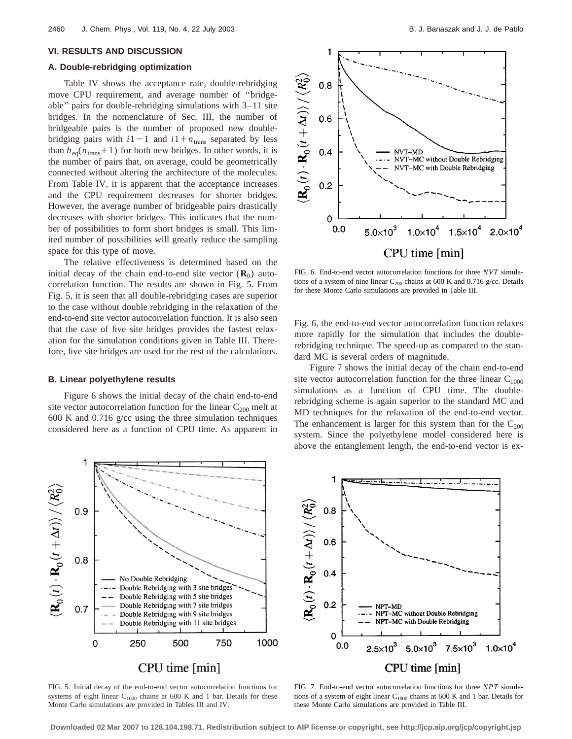## VI. RESULTS AND DISCUSSION

### A. Double-rebridging optimization

Table IV shows the acceptance rate, double-rebridging move CPU requirement, and average number of "bridgeable" pairs for double-rebridging simulations with 3–11 site bridges. In the nomenclature of Sec. III, the number of bridgeable pairs is the number of proposed new double-bridging pairs with $i1-1$ and $i1+n_{\mathrm{trans}}$ separated by less than $b_{\mathrm{eq}}(n_{\mathrm{trans}}+1)$ for both new bridges. In other words, it is the number of pairs that, on average, could be geometrically connected without altering the architecture of the molecules. From Table IV, it is apparent that the acceptance increases and the CPU requirement decreases for shorter bridges. However, the average number of bridgeable pairs drastically decreases with shorter bridges. This indicates that the number of possibilities to form short bridges is small. This limited number of possibilities will greatly reduce the sampling space for this type of move.

The relative effectiveness is determined based on the initial decay of the chain end-to-end site vector ($\mathbf{R}_0$) autocorrelation function. The results are shown in Fig. 5. From Fig. 5, it is seen that all double-rebridging cases are superior to the case without double rebridging in the relaxation of the end-to-end site vector autocorrelation function. It is also seen that the case of five site bridges provides the fastest relaxation for the simulation conditions given in Table III. Therefore, five site bridges are used for the rest of the calculations.

### B. Linear polyethylene results

Figure 6 shows the initial decay of the chain end-to-end site vector autocorrelation function for the linear $C_{200}$ melt at 600 K and 0.716 g/cc using the three simulation techniques considered here as a function of CPU time. As apparent in Fig. 6, the end-to-end vector autocorrelation function relaxes more rapidly for the simulation that includes the double-rebridging technique. The speed-up as compared to the standard MC is several orders of magnitude.

Figure 7 shows the initial decay of the chain end-to-end site vector autocorrelation function for the three linear $C_{1000}$ simulations as a function of CPU time. The double-rebridging scheme is again superior to the standard MC and MD techniques for the relaxation of the end-to-end vector. The enhancement is larger for this system than for the $C_{200}$ system. Since the polyethylene model considered here is above the entanglement length, the end-to-end vector is ex-

$\langle \mathbf{R}_0(t)\cdot\mathbf{R}_0(t+\Delta t)\rangle / \langle R_0^2\rangle$

1
0.8
0.6
0.4
0.2
0

0.0 5.0x10³ 1.0x10⁴ 1.5x10⁴ 2.0x10⁴

CPU time [min]

NVT–MD
NVT–MC without Double Rebridging
NVT–MC with Double Rebridging

FIG. 6. End-to-end vector autocorrelation functions for three *NVT* simulations of a system of nine linear $C_{200}$ chains at 600 K and 0.716 g/cc. Details for these Monte Carlo simulations are provided in Table III.

$\langle \mathbf{R}_0(t)\cdot\mathbf{R}_0(t+\Delta t)\rangle / \langle R_0^2\rangle$

1
0.9
0.8
0.7

0 250 500 750 1000

CPU time [min]

No Double Rebridging
Double Rebridging with 3 site bridges
Double Rebridging with 5 site bridges
Double Rebridging with 7 site bridges
Double Rebridging with 9 site bridges
Double Rebridging with 11 site bridges

FIG. 5. Initial decay of the end-to-end vector autocorrelation functions for systems of eight linear $C_{1000}$ chains at 600 K and 1 bar. Details for these Monte Carlo simulations are provided in Tables III and IV.

$\langle \mathbf{R}_0(t)\cdot\mathbf{R}_0(t+\Delta t)\rangle / \langle R_0^2\rangle$

1
0.8
0.6
0.4
0.2
0

0.0 2.5x10³ 5.0x10³ 7.5x10³ 1.0x10⁴

CPU time [min]

NPT–MD
NPT–MC without Double Rebridging
NPT–MC with Double Rebridging

FIG. 7. End-to-end vector autocorrelation functions for three *NPT* simulations of a system of eight linear $C_{1000}$ chains at 600 K and 1 bar. Details for these Monte Carlo simulations are provided in Table III.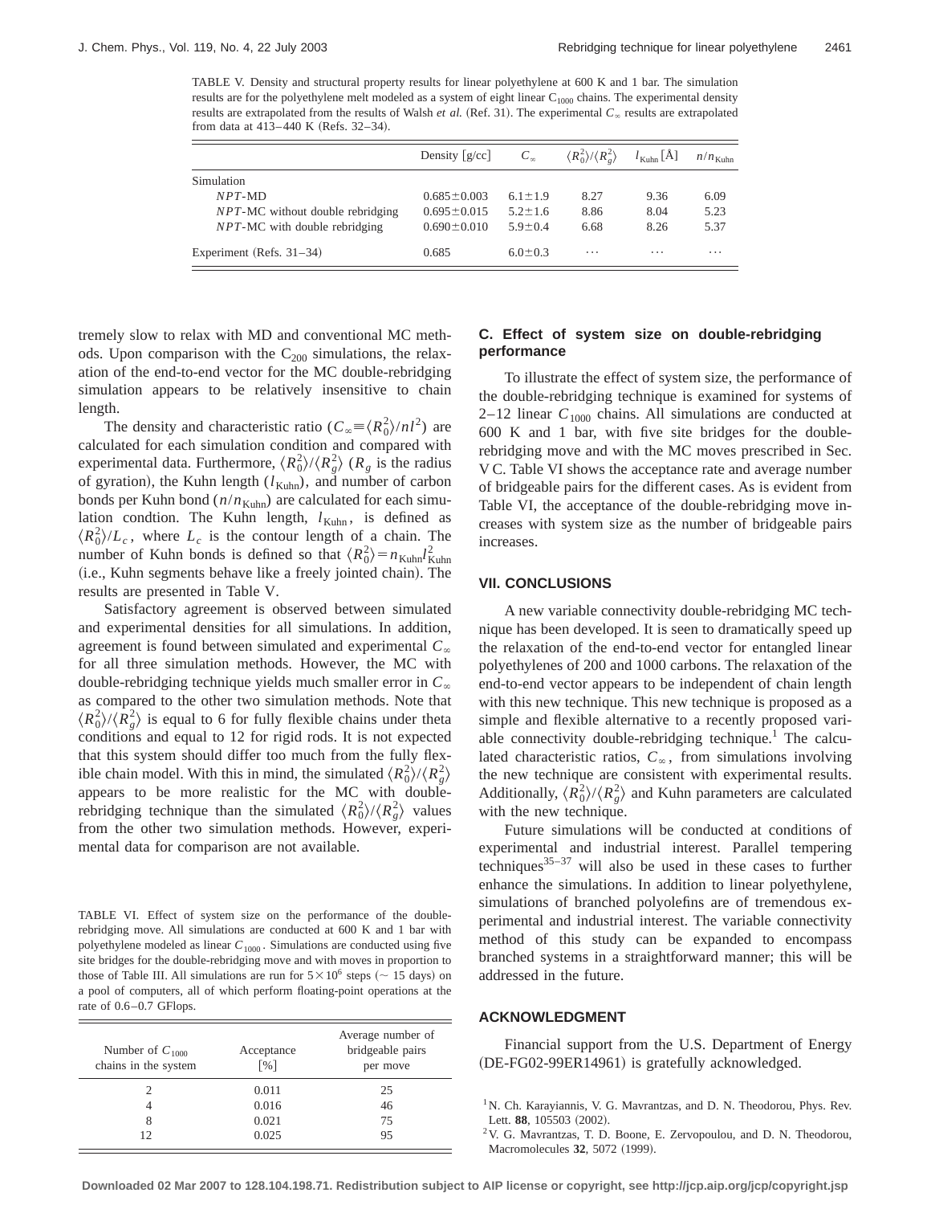TABLE V. Density and structural property results for linear polyethylene at 600 K and 1 bar. The simulation results are for the polyethylene melt modeled as a system of eight linear $C_{1000}$ chains. The experimental density results are extrapolated from the results of Walsh *et al.* (Ref. 31). The experimental $C_\infty$ results are extrapolated from data at 413–440 K (Refs. 32–34).

| | Density [g/cc] | $C_\infty$ | $\langle R_0^2\rangle/\langle R_g^2\rangle$ | $l_{\mathrm{Kuhn}}$ [Å] | $n/n_{\mathrm{Kuhn}}$ |
|---|---|---|---|---|---|
| Simulation | | | | | |
| *NPT*-MD | 0.685±0.003 | 6.1±1.9 | 8.27 | 9.36 | 6.09 |
| *NPT*-MC without double rebridging | 0.695±0.015 | 5.2±1.6 | 8.86 | 8.04 | 5.23 |
| *NPT*-MC with double rebridging | 0.690±0.010 | 5.9±0.4 | 6.68 | 8.26 | 5.37 |
| Experiment (Refs. 31–34) | 0.685 | 6.0±0.3 | ⋯ | ⋯ | ⋯ |

tremely slow to relax with MD and conventional MC methods. Upon comparison with the $C_{200}$ simulations, the relaxation of the end-to-end vector for the MC double-rebridging simulation appears to be relatively insensitive to chain length.

The density and characteristic ratio ($C_\infty \equiv \langle R_0^2\rangle/nl^2$) are calculated for each simulation condition and compared with experimental data. Furthermore, $\langle R_0^2\rangle/\langle R_g^2\rangle$ ($R_g$ is the radius of gyration), the Kuhn length ($l_{\mathrm{Kuhn}}$), and number of carbon bonds per Kuhn bond ($n/n_{\mathrm{Kuhn}}$) are calculated for each simulation condtion. The Kuhn length, $l_{\mathrm{Kuhn}}$, is defined as $\langle R_0^2\rangle/L_c$, where $L_c$ is the contour length of a chain. The number of Kuhn bonds is defined so that $\langle R_0^2\rangle = n_{\mathrm{Kuhn}} l_{\mathrm{Kuhn}}^2$ (i.e., Kuhn segments behave like a freely jointed chain). The results are presented in Table V.

Satisfactory agreement is observed between simulated and experimental densities for all simulations. In addition, agreement is found between simulated and experimental $C_\infty$ for all three simulation methods. However, the MC with double-rebridging technique yields much smaller error in $C_\infty$ as compared to the other two simulation methods. Note that $\langle R_0^2\rangle/\langle R_g^2\rangle$ is equal to 6 for fully flexible chains under theta conditions and equal to 12 for rigid rods. It is not expected that this system should differ too much from the fully flexible chain model. With this in mind, the simulated $\langle R_0^2\rangle/\langle R_g^2\rangle$ appears to be more realistic for the MC with double-rebridging technique than the simulated $\langle R_0^2\rangle/\langle R_g^2\rangle$ values from the other two simulation methods. However, experimental data for comparison are not available.

TABLE VI. Effect of system size on the performance of the double-rebridging move. All simulations are conducted at 600 K and 1 bar with polyethylene modeled as linear $C_{1000}$. Simulations are conducted using five site bridges for the double-rebridging move and with moves in proportion to those of Table III. All simulations are run for $5\times10^6$ steps ($\sim$ 15 days) on a pool of computers, all of which perform floating-point operations at the rate of 0.6–0.7 GFlops.

| Number of $C_{1000}$ chains in the system | Acceptance [%] | Average number of bridgeable pairs per move |
|---|---|---|
| 2 | 0.011 | 25 |
| 4 | 0.016 | 46 |
| 8 | 0.021 | 75 |
| 12 | 0.025 | 95 |

### C. Effect of system size on double-rebridging performance

To illustrate the effect of system size, the performance of the double-rebridging technique is examined for systems of 2–12 linear $C_{1000}$ chains. All simulations are conducted at 600 K and 1 bar, with five site bridges for the double-rebridging move and with the MC moves prescribed in Sec. V C. Table VI shows the acceptance rate and average number of bridgeable pairs for the different cases. As is evident from Table VI, the acceptance of the double-rebridging move increases with system size as the number of bridgeable pairs increases.

## VII. CONCLUSIONS

A new variable connectivity double-rebridging MC technique has been developed. It is seen to dramatically speed up the relaxation of the end-to-end vector for entangled linear polyethylenes of 200 and 1000 carbons. The relaxation of the end-to-end vector appears to be independent of chain length with this new technique. This new technique is proposed as a simple and flexible alternative to a recently proposed variable connectivity double-rebridging technique.[1] The calculated characteristic ratios, $C_\infty$, from simulations involving the new technique are consistent with experimental results. Additionally, $\langle R_0^2\rangle/\langle R_g^2\rangle$ and Kuhn parameters are calculated with the new technique.

Future simulations will be conducted at conditions of experimental and industrial interest. Parallel tempering techniques[35–37] will also be used in these cases to further enhance the simulations. In addition to linear polyethylene, simulations of branched polyolefins are of tremendous experimental and industrial interest. The variable connectivity method of this study can be expanded to encompass branched systems in a straightforward manner; this will be addressed in the future.

## ACKNOWLEDGMENT

Financial support from the U.S. Department of Energy (DE-FG02-99ER14961) is gratefully acknowledged.

[1] N. Ch. Karayiannis, V. G. Mavrantzas, and D. N. Theodorou, Phys. Rev. Lett. **88**, 105503 (2002).

[2] V. G. Mavrantzas, T. D. Boone, E. Zervopoulou, and D. N. Theodorou, Macromolecules **32**, 5072 (1999).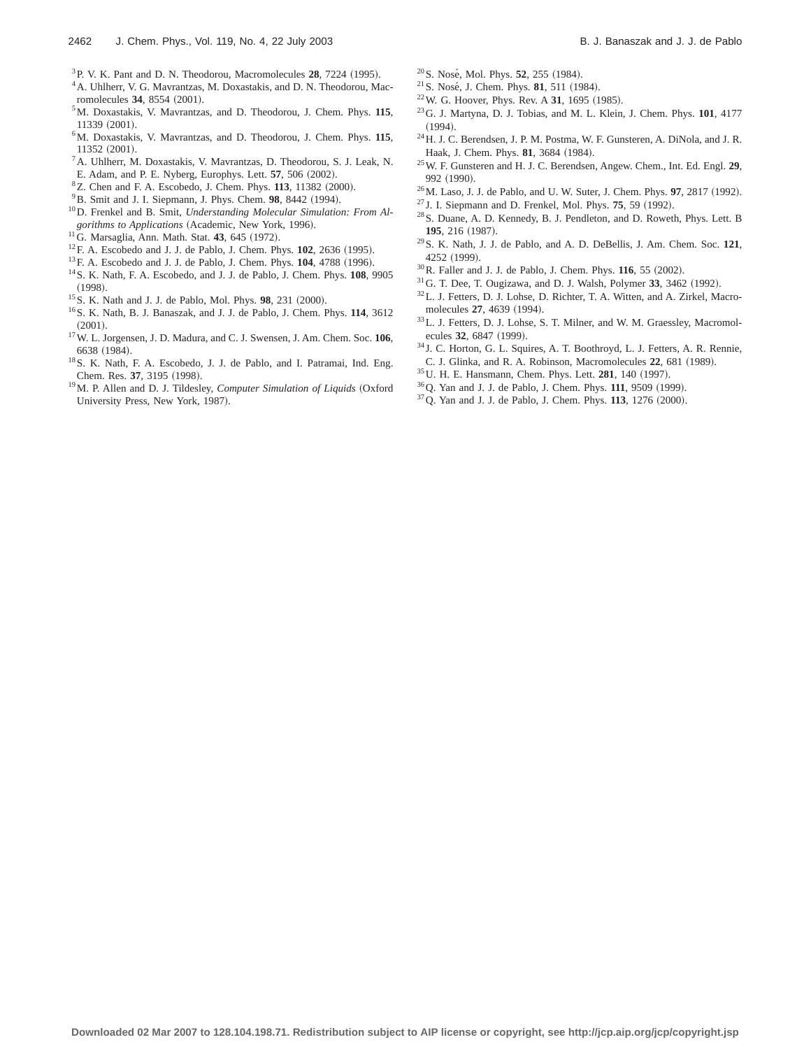[3] P. V. K. Pant and D. N. Theodorou, Macromolecules **28**, 7224 (1995).
[4] A. Uhlherr, V. G. Mavrantzas, M. Doxastakis, and D. N. Theodorou, Macromolecules **34**, 8554 (2001).
[5] M. Doxastakis, V. Mavrantzas, and D. Theodorou, J. Chem. Phys. **115**, 11339 (2001).
[6] M. Doxastakis, V. Mavrantzas, and D. Theodorou, J. Chem. Phys. **115**, 11352 (2001).
[7] A. Uhlherr, M. Doxastakis, V. Mavrantzas, D. Theodorou, S. J. Leak, N. E. Adam, and P. E. Nyberg, Europhys. Lett. **57**, 506 (2002).
[8] Z. Chen and F. A. Escobedo, J. Chem. Phys. **113**, 11382 (2000).
[9] B. Smit and J. I. Siepmann, J. Phys. Chem. **98**, 8442 (1994).
[10] D. Frenkel and B. Smit, *Understanding Molecular Simulation: From Algorithms to Applications* (Academic, New York, 1996).
[11] G. Marsaglia, Ann. Math. Stat. **43**, 645 (1972).
[12] F. A. Escobedo and J. J. de Pablo, J. Chem. Phys. **102**, 2636 (1995).
[13] F. A. Escobedo and J. J. de Pablo, J. Chem. Phys. **104**, 4788 (1996).
[14] S. K. Nath, F. A. Escobedo, and J. J. de Pablo, J. Chem. Phys. **108**, 9905 (1998).
[15] S. K. Nath and J. J. de Pablo, Mol. Phys. **98**, 231 (2000).
[16] S. K. Nath, B. J. Banaszak, and J. J. de Pablo, J. Chem. Phys. **114**, 3612 (2001).
[17] W. L. Jorgensen, J. D. Madura, and C. J. Swensen, J. Am. Chem. Soc. **106**, 6638 (1984).
[18] S. K. Nath, F. A. Escobedo, J. J. de Pablo, and I. Patramai, Ind. Eng. Chem. Res. **37**, 3195 (1998).
[19] M. P. Allen and D. J. Tildesley, *Computer Simulation of Liquids* (Oxford University Press, New York, 1987).
[20] S. Nosé, Mol. Phys. **52**, 255 (1984).
[21] S. Nosé, J. Chem. Phys. **81**, 511 (1984).
[22] W. G. Hoover, Phys. Rev. A **31**, 1695 (1985).
[23] G. J. Martyna, D. J. Tobias, and M. L. Klein, J. Chem. Phys. **101**, 4177 (1994).
[24] H. J. C. Berendsen, J. P. M. Postma, W. F. Gunsteren, A. DiNola, and J. R. Haak, J. Chem. Phys. **81**, 3684 (1984).
[25] W. F. Gunsteren and H. J. C. Berendsen, Angew. Chem., Int. Ed. Engl. **29**, 992 (1990).
[26] M. Laso, J. J. de Pablo, and U. W. Suter, J. Chem. Phys. **97**, 2817 (1992).
[27] J. I. Siepmann and D. Frenkel, Mol. Phys. **75**, 59 (1992).
[28] S. Duane, A. D. Kennedy, B. J. Pendleton, and D. Roweth, Phys. Lett. B **195**, 216 (1987).
[29] S. K. Nath, J. J. de Pablo, and A. D. DeBellis, J. Am. Chem. Soc. **121**, 4252 (1999).
[30] R. Faller and J. J. de Pablo, J. Chem. Phys. **116**, 55 (2002).
[31] G. T. Dee, T. Ougizawa, and D. J. Walsh, Polymer **33**, 3462 (1992).
[32] L. J. Fetters, D. J. Lohse, D. Richter, T. A. Witten, and A. Zirkel, Macromolecules **27**, 4639 (1994).
[33] L. J. Fetters, D. J. Lohse, S. T. Milner, and W. M. Graessley, Macromolecules **32**, 6847 (1999).
[34] J. C. Horton, G. L. Squires, A. T. Boothroyd, L. J. Fetters, A. R. Rennie, C. J. Glinka, and R. A. Robinson, Macromolecules **22**, 681 (1989).
[35] U. H. E. Hansmann, Chem. Phys. Lett. **281**, 140 (1997).
[36] Q. Yan and J. J. de Pablo, J. Chem. Phys. **111**, 9509 (1999).
[37] Q. Yan and J. J. de Pablo, J. Chem. Phys. **113**, 1276 (2000).